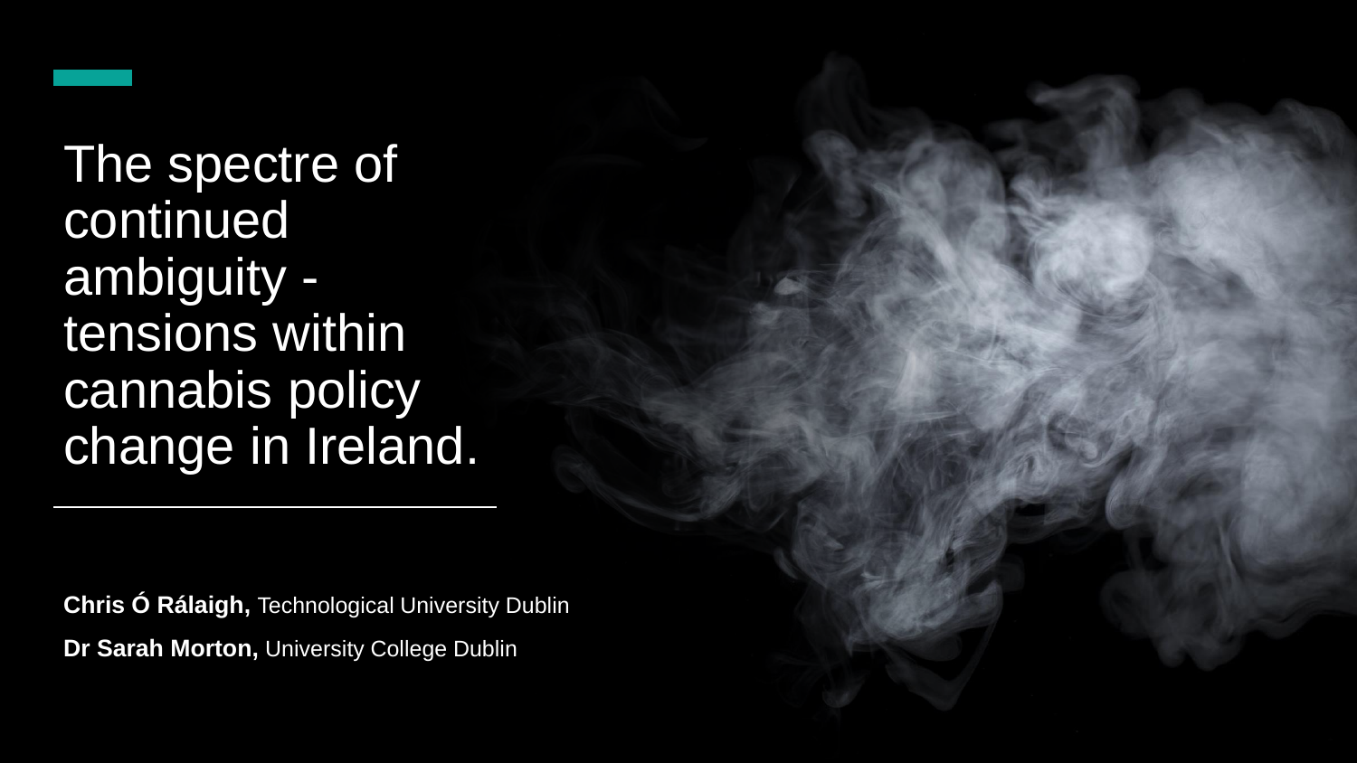# The spectre of continued ambiguity - tensions within cannabis policy change in Ireland.

**Chris Ó Rálaigh,** Technological University Dublin

**Dr Sarah Morton,** University College Dublin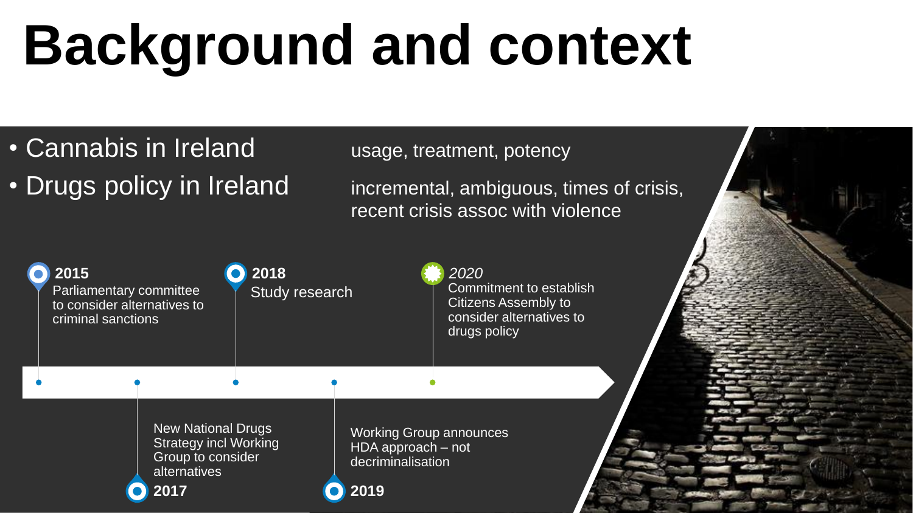# Background and context

- Cannabis in Ireland — usage, treatment, potency
- Drugs policy in Ireland — incremental, ambiguous, times of crisis, recent crisis assoc with violence

**2015**
Parliamentary committee to consider alternatives to criminal sanctions

**2017**
New National Drugs Strategy incl Working Group to consider alternatives

**2018**
Study research

**2019**
Working Group announces HDA approach – not decriminalisation

*2020*
Commitment to establish Citizens Assembly to consider alternatives to drugs policy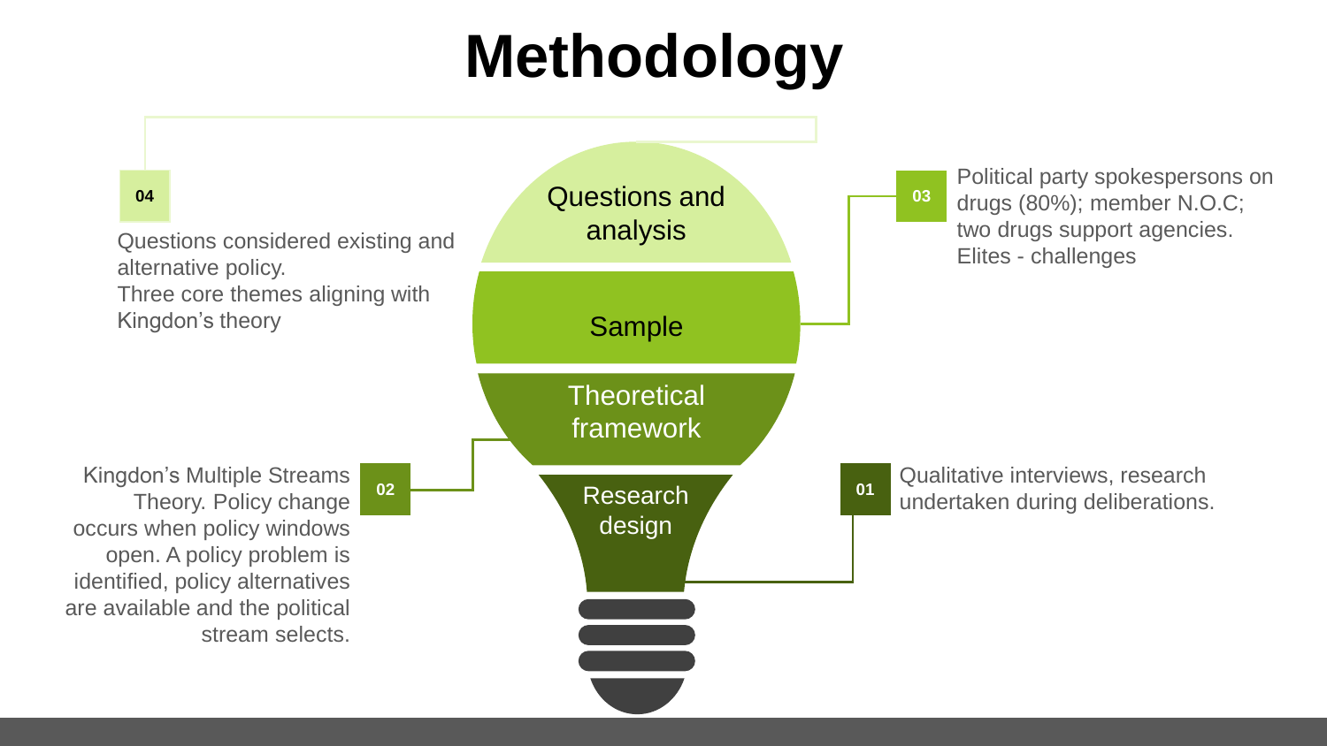# Methodology

**01 — Research design**

Qualitative interviews, research undertaken during deliberations.

**02 — Theoretical framework**

Kingdon's Multiple Streams Theory. Policy change occurs when policy windows open. A policy problem is identified, policy alternatives are available and the political stream selects.

**03 — Sample**

Political party spokespersons on drugs (80%); member N.O.C; two drugs support agencies. Elites - challenges

**04 — Questions and analysis**

Questions considered existing and alternative policy.
Three core themes aligning with Kingdon's theory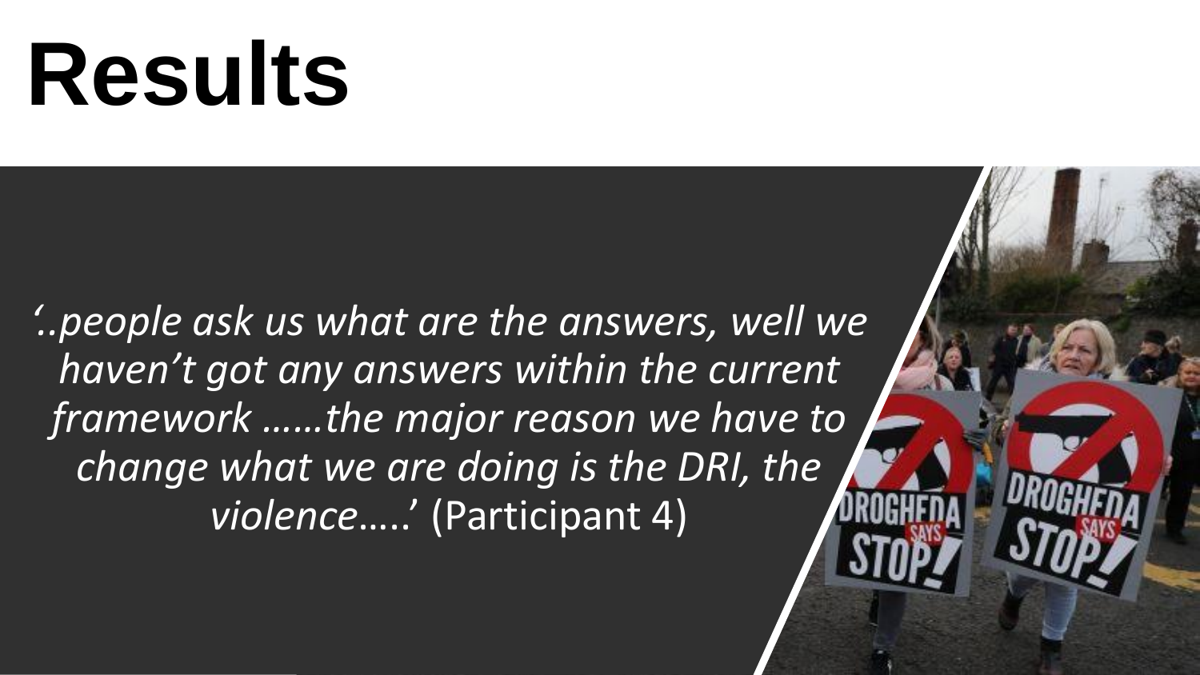# Results

*'..people ask us what are the answers, well we haven't got any answers within the current framework ……the major reason we have to change what we are doing is the DRI, the violence…..'* (Participant 4)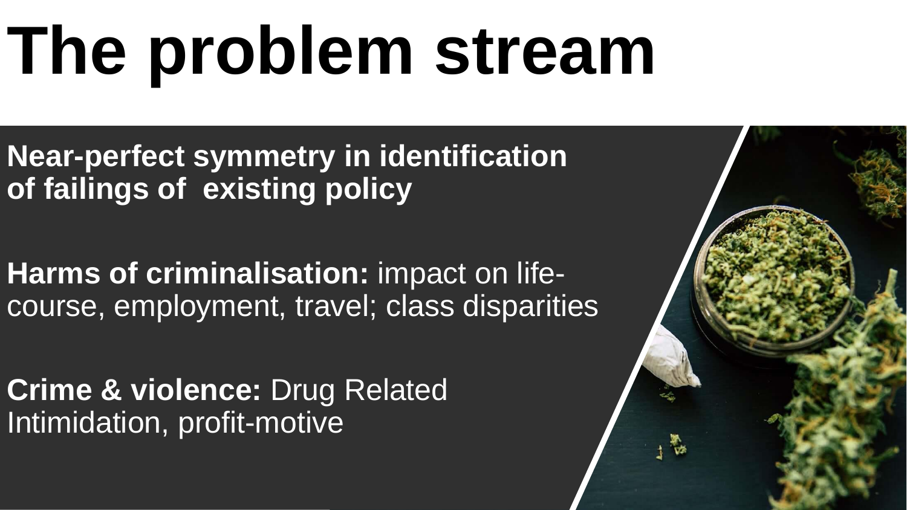# The problem stream

**Near-perfect symmetry in identification of failings of existing policy**

**Harms of criminalisation:** impact on life-course, employment, travel; class disparities

**Crime & violence:** Drug Related Intimidation, profit-motive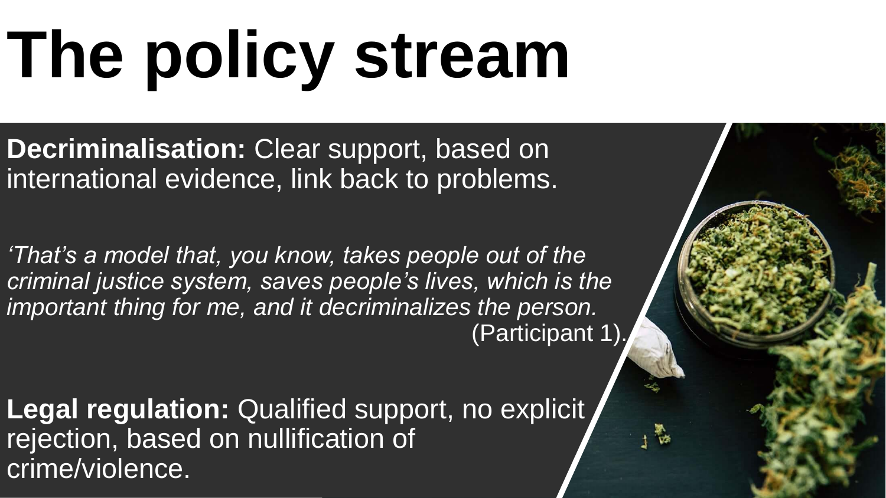# The policy stream

**Decriminalisation:** Clear support, based on international evidence, link back to problems.

*'That's a model that, you know, takes people out of the criminal justice system, saves people's lives, which is the important thing for me, and it decriminalizes the person.* (Participant 1).

**Legal regulation:** Qualified support, no explicit rejection, based on nullification of crime/violence.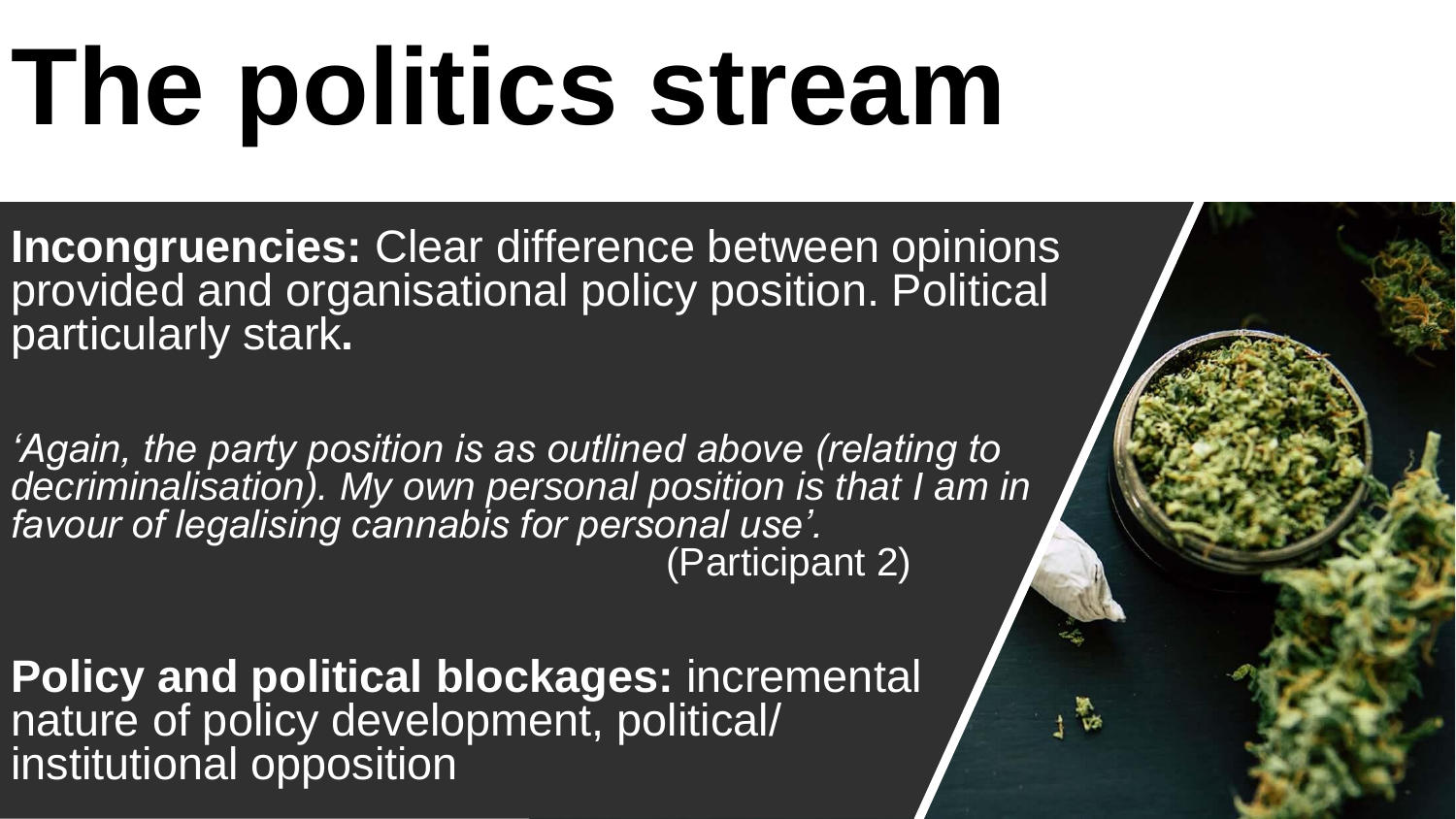# The politics stream

**Incongruencies:** Clear difference between opinions provided and organisational policy position. Political particularly stark**.**

*'Again, the party position is as outlined above (relating to decriminalisation). My own personal position is that I am in favour of legalising cannabis for personal use'.*
(Participant 2)

**Policy and political blockages:** incremental nature of policy development, political/ institutional opposition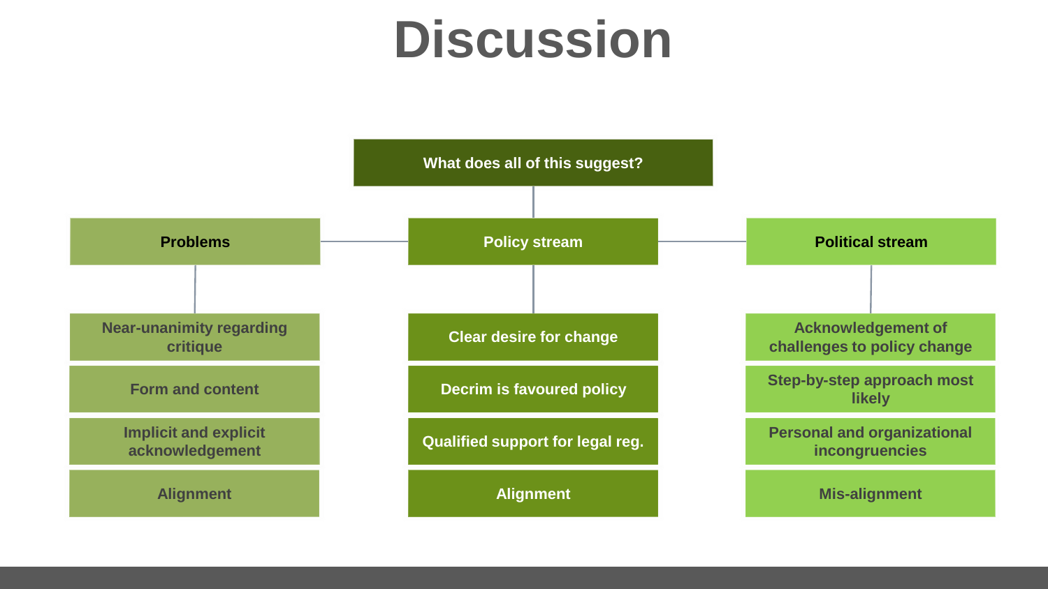# Discussion

**What does all of this suggest?**

| Problems | Policy stream | Political stream |
| --- | --- | --- |
| Near-unanimity regarding critique | Clear desire for change | Acknowledgement of challenges to policy change |
| Form and content | Decrim is favoured policy | Step-by-step approach most likely |
| Implicit and explicit acknowledgement | Qualified support for legal reg. | Personal and organizational incongruencies |
| Alignment | Alignment | Mis-alignment |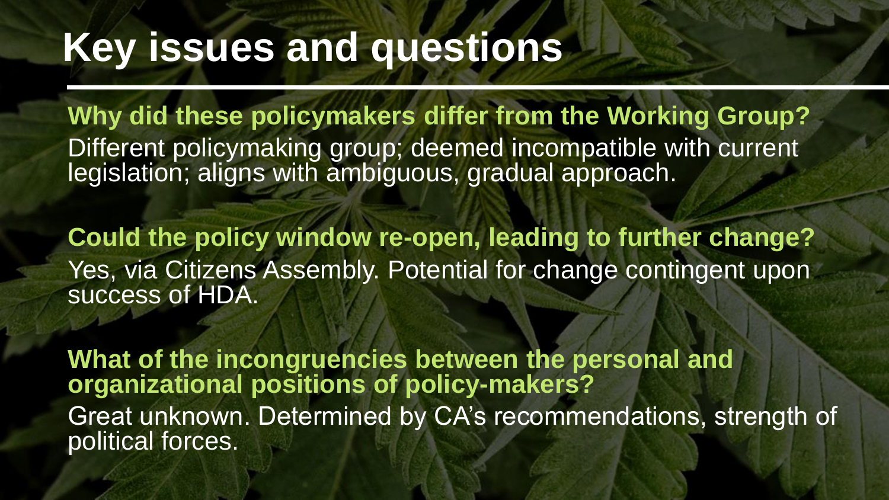# Key issues and questions

**Why did these policymakers differ from the Working Group?**

Different policymaking group; deemed incompatible with current legislation; aligns with ambiguous, gradual approach.

**Could the policy window re-open, leading to further change?**

Yes, via Citizens Assembly. Potential for change contingent upon success of HDA.

**What of the incongruencies between the personal and organizational positions of policy-makers?**

Great unknown. Determined by CA's recommendations, strength of political forces.